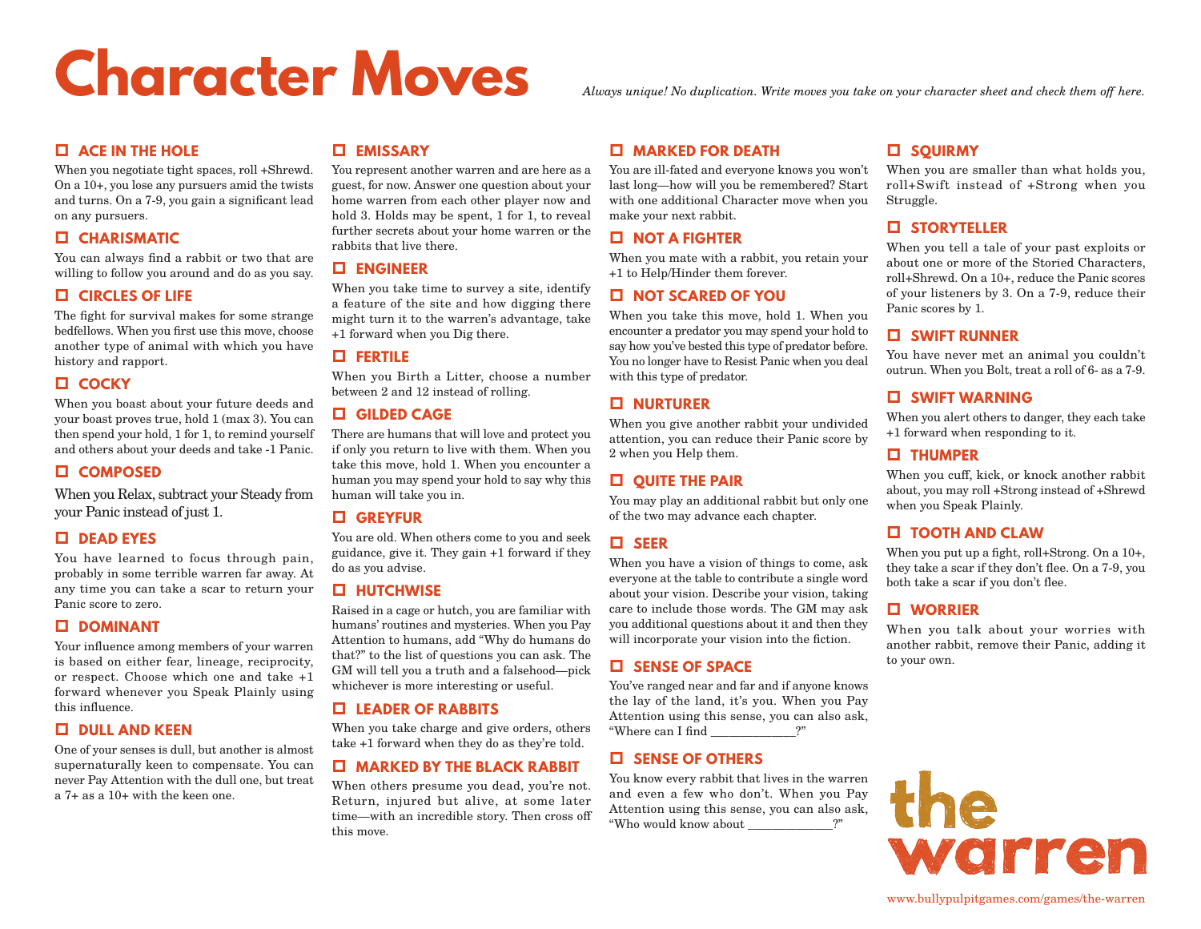# Character Moves

*Always unique! No duplication. Write moves you take on your character sheet and check them off here.*

### ☐ ACE IN THE HOLE

When you negotiate tight spaces, roll +Shrewd. On a 10+, you lose any pursuers amid the twists and turns. On a 7-9, you gain a significant lead on any pursuers.

### ☐ CHARISMATIC

You can always find a rabbit or two that are willing to follow you around and do as you say.

### ☐ CIRCLES OF LIFE

The fight for survival makes for some strange bedfellows. When you first use this move, choose another type of animal with which you have history and rapport.

### ☐ COCKY

When you boast about your future deeds and your boast proves true, hold 1 (max 3). You can then spend your hold, 1 for 1, to remind yourself and others about your deeds and take -1 Panic.

### ☐ COMPOSED

When you Relax, subtract your Steady from your Panic instead of just 1.

### ☐ DEAD EYES

You have learned to focus through pain, probably in some terrible warren far away. At any time you can take a scar to return your Panic score to zero.

### ☐ DOMINANT

Your influence among members of your warren is based on either fear, lineage, reciprocity, or respect. Choose which one and take +1 forward whenever you Speak Plainly using this influence.

### ☐ DULL AND KEEN

One of your senses is dull, but another is almost supernaturally keen to compensate. You can never Pay Attention with the dull one, but treat a 7+ as a 10+ with the keen one.

### ☐ EMISSARY

You represent another warren and are here as a guest, for now. Answer one question about your home warren from each other player now and hold 3. Holds may be spent, 1 for 1, to reveal further secrets about your home warren or the rabbits that live there.

### ☐ ENGINEER

When you take time to survey a site, identify a feature of the site and how digging there might turn it to the warren's advantage, take +1 forward when you Dig there.

### ☐ FERTILE

When you Birth a Litter, choose a number between 2 and 12 instead of rolling.

### ☐ GILDED CAGE

There are humans that will love and protect you if only you return to live with them. When you take this move, hold 1. When you encounter a human you may spend your hold to say why this human will take you in.

### ☐ GREYFUR

You are old. When others come to you and seek guidance, give it. They gain +1 forward if they do as you advise.

### ☐ HUTCHWISE

Raised in a cage or hutch, you are familiar with humans' routines and mysteries. When you Pay Attention to humans, add "Why do humans do that?" to the list of questions you can ask. The GM will tell you a truth and a falsehood—pick whichever is more interesting or useful.

### ☐ LEADER OF RABBITS

When you take charge and give orders, others take +1 forward when they do as they're told.

### ☐ MARKED BY THE BLACK RABBIT

When others presume you dead, you're not. Return, injured but alive, at some later time—with an incredible story. Then cross off this move.

### ☐ MARKED FOR DEATH

You are ill-fated and everyone knows you won't last long—how will you be remembered? Start with one additional Character move when you make your next rabbit.

### ☐ NOT A FIGHTER

When you mate with a rabbit, you retain your +1 to Help/Hinder them forever.

### ☐ NOT SCARED OF YOU

When you take this move, hold 1. When you encounter a predator you may spend your hold to say how you've bested this type of predator before. You no longer have to Resist Panic when you deal with this type of predator.

### ☐ NURTURER

When you give another rabbit your undivided attention, you can reduce their Panic score by 2 when you Help them.

### ☐ QUITE THE PAIR

You may play an additional rabbit but only one of the two may advance each chapter.

### ☐ SEER

When you have a vision of things to come, ask everyone at the table to contribute a single word about your vision. Describe your vision, taking care to include those words. The GM may ask you additional questions about it and then they will incorporate your vision into the fiction.

### ☐ SENSE OF SPACE

You've ranged near and far and if anyone knows the lay of the land, it's you. When you Pay Attention using this sense, you can also ask, "Where can I find ______________?"

### ☐ SENSE OF OTHERS

You know every rabbit that lives in the warren and even a few who don't. When you Pay Attention using this sense, you can also ask, "Who would know about ______________?"

### ☐ SQUIRMY

When you are smaller than what holds you, roll+Swift instead of +Strong when you Struggle.

### ☐ STORYTELLER

When you tell a tale of your past exploits or about one or more of the Storied Characters, roll+Shrewd. On a 10+, reduce the Panic scores of your listeners by 3. On a 7-9, reduce their Panic scores by 1.

### ☐ SWIFT RUNNER

You have never met an animal you couldn't outrun. When you Bolt, treat a roll of 6- as a 7-9.

### ☐ SWIFT WARNING

When you alert others to danger, they each take +1 forward when responding to it.

### ☐ THUMPER

When you cuff, kick, or knock another rabbit about, you may roll +Strong instead of +Shrewd when you Speak Plainly.

### ☐ TOOTH AND CLAW

When you put up a fight, roll+Strong. On a 10+, they take a scar if they don't flee. On a 7-9, you both take a scar if you don't flee.

### ☐ WORRIER

When you talk about your worries with another rabbit, remove their Panic, adding it to your own.

the warren

www.bullypulpitgames.com/games/the-warren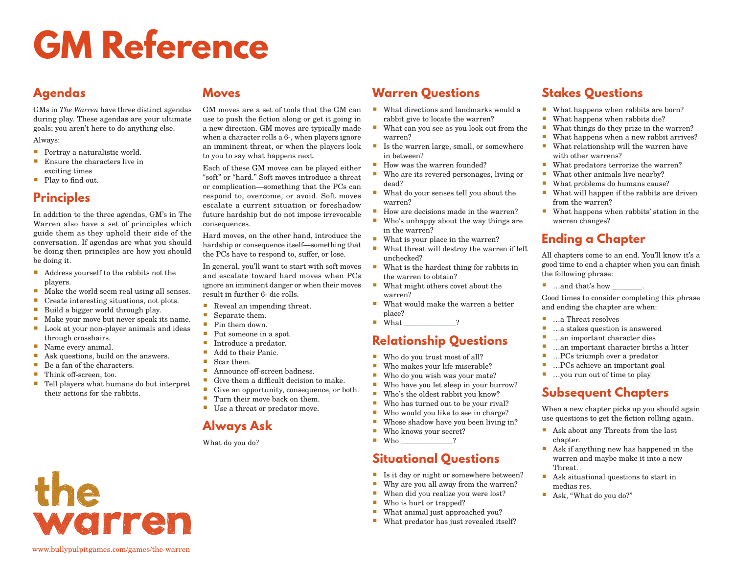# GM Reference

## Agendas

GMs in *The Warren* have three distinct agendas during play. These agendas are your ultimate goals; you aren't here to do anything else.

Always:

- Portray a naturalistic world.
- Ensure the characters live in exciting times
- Play to find out.

## Principles

In addition to the three agendas, GM's in The Warren also have a set of principles which guide them as they uphold their side of the conversation. If agendas are what you should be doing then principles are how you should be doing it.

- Address yourself to the rabbits not the players.
- Make the world seem real using all senses.
- Create interesting situations, not plots.
- Build a bigger world through play.
- Make your move but never speak its name.
- Look at your non-player animals and ideas through crosshairs.
- Name every animal.
- Ask questions, build on the answers.
- Be a fan of the characters.
- Think off-screen, too.
- Tell players what humans do but interpret their actions for the rabbits.

## Moves

GM moves are a set of tools that the GM can use to push the fiction along or get it going in a new direction. GM moves are typically made when a character rolls a 6-, when players ignore an imminent threat, or when the players look to you to say what happens next.

Each of these GM moves can be played either "soft" or "hard." Soft moves introduce a threat or complication—something that the PCs can respond to, overcome, or avoid. Soft moves escalate a current situation or foreshadow future hardship but do not impose irrevocable consequences.

Hard moves, on the other hand, introduce the hardship or consequence itself—something that the PCs have to respond to, suffer, or lose.

In general, you'll want to start with soft moves and escalate toward hard moves when PCs ignore an imminent danger or when their moves result in further 6- die rolls.

- Reveal an impending threat.
- Separate them.
- Pin them down.
- Put someone in a spot.
- Introduce a predator.
- Add to their Panic.
- Scar them.
- Announce off-screen badness.
- Give them a difficult decision to make.
- Give an opportunity, consequence, or both.
- Turn their move back on them.
- Use a threat or predator move.

## Always Ask

What do you do?

## Warren Questions

- What directions and landmarks would a rabbit give to locate the warren?
- What can you see as you look out from the warren?
- Is the warren large, small, or somewhere in between?
- How was the warren founded?
- Who are its revered personages, living or dead?
- What do your senses tell you about the warren?
- How are decisions made in the warren?
- Who's unhappy about the way things are in the warren?
- What is your place in the warren?
- What threat will destroy the warren if left unchecked?
- What is the hardest thing for rabbits in the warren to obtain?
- What might others covet about the warren?
- What would make the warren a better place?
- What _____________?

## Relationship Questions

- Who do you trust most of all?
- Who makes your life miserable?
- Who do you wish was your mate?
- Who have you let sleep in your burrow?
- Who's the oldest rabbit you know?
- Who has turned out to be your rival?
- Who would you like to see in charge?
- Whose shadow have you been living in?
- Who knows your secret?
- Who _____________?

## Situational Questions

- Is it day or night or somewhere between?
- Why are you all away from the warren?
- When did you realize you were lost?
- Who is hurt or trapped?
- What animal just approached you?
- What predator has just revealed itself?

## Stakes Questions

- What happens when rabbits are born?
- What happens when rabbits die?
- What things do they prize in the warren?
- What happens when a new rabbit arrives?
- What relationship will the warren have with other warrens?
- What predators terrorize the warren?
- What other animals live nearby?
- What problems do humans cause?
- What will happen if the rabbits are driven from the warren?
- What happens when rabbits' station in the warren changes?

## Ending a Chapter

All chapters come to an end. You'll know it's a good time to end a chapter when you can finish the following phrase:

- …and that's how ________.

Good times to consider completing this phrase and ending the chapter are when:

- …a Threat resolves
- …a stakes question is answered
- …an important character dies
- …an important character births a litter
- …PCs triumph over a predator
- …PCs achieve an important goal
- …you run out of time to play

## Subsequent Chapters

When a new chapter picks up you should again use questions to get the fiction rolling again.

- Ask about any Threats from the last chapter.
- Ask if anything new has happened in the warren and maybe make it into a new Threat.
- Ask situational questions to start in medias res.
- Ask, "What do you do?"

the warren

www.bullypulpitgames.com/games/the-warren